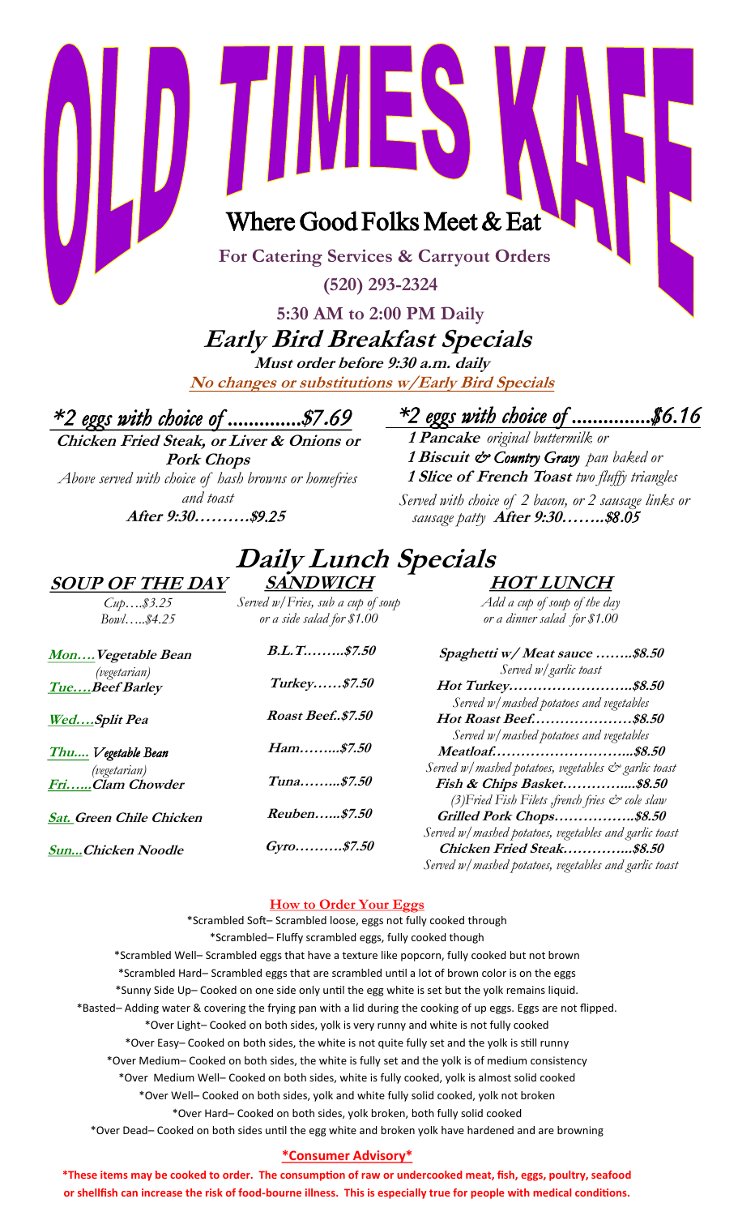# OLD TIMES KAFE

## Where Good Folks Meet & Eat

**For Catering Services & Carryout Orders**

**(520) 293-2324**

**5:30 AM to 2:00 PM Daily**

## Early Bird Breakfast Specials

**Must order before 9:30 a.m. daily**

**No changes or substitutions w/Early Bird Specials**

### *2 eggs with choice of ..............$7.69

**Chicken Fried Steak, or Liver & Onions or Pork Chops**

*Above served with choice of hash browns or homefries and toast*

**After 9:30……….$9.25**

### *2 eggs with choice of ...............$6.16

**1 Pancake** *original buttermilk or*

**1 Biscuit & Country Gravy** *pan baked or*

**1 Slice of French Toast** *two fluffy triangles*

*Served with choice of 2 bacon, or 2 sausage links or sausage patty* **After 9:30……..$8.05**

## Daily Lunch Specials

### SOUP OF THE DAY

*Cup….$3.25*
*Bowl…..$4.25*

**Mon….Vegetable Bean** *(vegetarian)*

**Tue….Beef Barley**

**Wed….Split Pea**

**Thu…. Vegetable Bean** *(vegetarian)*

**Fri…...Clam Chowder**

**Sat. Green Chile Chicken**

**Sun...Chicken Noodle**

### SANDWICH

*Served w/Fries, sub a cup of soup or a side salad for $1.00*

**B.L.T……..$7.50**

**Turkey……$7.50**

**Roast Beef..$7.50**

**Ham……..$7.50**

**Tuna……..$7.50**

**Reuben…...$7.50**

**Gyro……….$7.50**

### HOT LUNCH

*Add a cup of soup of the day or a dinner salad for $1.00*

**Spaghetti w/ Meat sauce ……..$8.50**
*Served w/garlic toast*

**Hot Turkey……………………..$8.50**
*Served w/mashed potatoes and vegetables*

**Hot Roast Beef…………………$8.50**
*Served w/mashed potatoes and vegetables*

**Meatloaf………………………...$8.50**
*Served w/mashed potatoes, vegetables & garlic toast*

**Fish & Chips Basket…………...$8.50**
*(3)Fried Fish Filets ,french fries & cole slaw*

**Grilled Pork Chops……………..$8.50**
*Served w/mashed potatoes, vegetables and garlic toast*

**Chicken Fried Steak…………...$8.50**
*Served w/mashed potatoes, vegetables and garlic toast*

### How to Order Your Eggs

*Scrambled Soft– Scrambled loose, eggs not fully cooked through

*Scrambled– Fluffy scrambled eggs, fully cooked though

*Scrambled Well– Scrambled eggs that have a texture like popcorn, fully cooked but not brown

*Scrambled Hard– Scrambled eggs that are scrambled until a lot of brown color is on the eggs

*Sunny Side Up– Cooked on one side only until the egg white is set but the yolk remains liquid.

*Basted– Adding water & covering the frying pan with a lid during the cooking of up eggs. Eggs are not flipped.

*Over Light– Cooked on both sides, yolk is very runny and white is not fully cooked

*Over Easy– Cooked on both sides, the white is not quite fully set and the yolk is still runny

*Over Medium– Cooked on both sides, the white is fully set and the yolk is of medium consistency

*Over Medium Well– Cooked on both sides, white is fully cooked, yolk is almost solid cooked

*Over Well– Cooked on both sides, yolk and white fully solid cooked, yolk not broken

*Over Hard– Cooked on both sides, yolk broken, both fully solid cooked

*Over Dead– Cooked on both sides until the egg white and broken yolk have hardened and are browning

### *Consumer Advisory*

**\*These items may be cooked to order. The consumption of raw or undercooked meat, fish, eggs, poultry, seafood or shellfish can increase the risk of food-bourne illness. This is especially true for people with medical conditions.**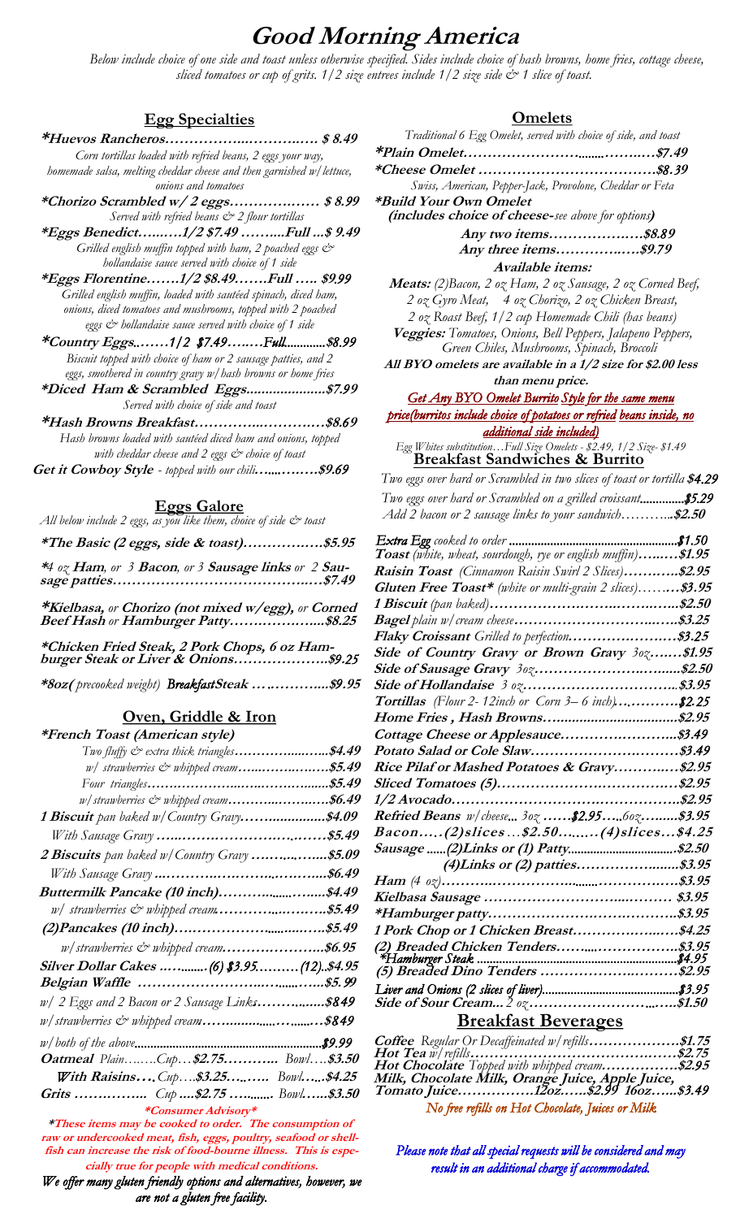# Good Morning America

*Below include choice of one side and toast unless otherwise specified. Sides include choice of hash browns, home fries, cottage cheese, sliced tomatoes or cup of grits. 1/2 size entrees include 1/2 size side & 1 slice of toast.*

## Egg Specialties

**\*Huevos Rancheros…………………………… $ 8.49**
*Corn tortillas loaded with refried beans, 2 eggs your way, homemade salsa, melting cheddar cheese and then garnished w/lettuce, onions and tomatoes*

**\*Chorizo Scrambled w/ 2 eggs……………… $ 8.99**
*Served with refried beans & 2 flour tortillas*

**\*Eggs Benedict……1/2 $7.49 ……..Full …$ 9.49**
*Grilled english muffin topped with ham, 2 poached eggs & hollandaise sauce served with choice of 1 side*

**\*Eggs Florentine…….1/2 $8.49…….Full ….. $9.99**
*Grilled english muffin, loaded with sautéed spinach, diced ham, onions, diced tomatoes and mushrooms, topped with 2 poached eggs & hollandaise sauce served with choice of 1 side*

**\*Country Eggs…….1/2 $7.49……..Full............$8.99**
*Biscuit topped with choice of ham or 2 sausage patties, and 2 eggs, smothered in country gravy w/ hash browns or home fries*

**\*Diced Ham & Scrambled Eggs....................$7.99**
*Served with choice of side and toast*

**\*Hash Browns Breakfast……………………… $8.69**
*Hash browns loaded with sautéed diced ham and onions, topped with cheddar cheese and 2 eggs & choice of toast*

**Get it Cowboy Style** *- topped with our chili*………..**$9.69**

## Eggs Galore

*All below include 2 eggs, as you like them, choice of side & toast*

**\*The Basic (2 eggs, side & toast)……………$5.95**

**\*4 oz Ham, or 3 Bacon, or 3 Sausage links or 2 Sausage patties…………………………………….$7.49**

**\*Kielbasa, or Chorizo (not mixed w/egg), or Corned Beef Hash or Hamburger Patty………………..$8.25**

**\*Chicken Fried Steak, 2 Pork Chops, 6 oz Hamburger Steak or Liver & Onions………………..$9.25**

**\*8oz(** *precooked weight)* **Breakfast Steak ………………$9.95**

## Oven, Griddle & Iron

**\*French Toast (American style)**
- *Two fluffy & extra thick triangles……………………$4.49*
- *w/ strawberries & whipped cream…………………$5.49*
- *Four triangles…………………………………………$5.49*
- *w/strawberries & whipped cream……………………$6.49*

**1 Biscuit** *pan baked w/Country Gravy*……………….**$4.09**
- *With Sausage Gravy ………………………………* **$5.49**

**2 Biscuits** *pan baked w/Country Gravy* ………………**$5.09**
- *With Sausage Gravy ………………………………* **$6.49**

**Buttermilk Pancake (10 inch)……………………$4.49**
- *w/ strawberries & whipped cream……………………* **$5.49**

**(2)Pancakes (10 inch)…………………………….$5.49**
- *w/strawberries & whipped cream……………………* **$6.95**

**Silver Dollar Cakes ……........(6) $3.95………(12)..$4.95**

**Belgian Waffle …………………………………….$5.99**
- *w/ 2 Eggs and 2 Bacon or 2 Sausage Links……………* **$849**
- *w/strawberries & whipped cream……………………* **$849**
- *w/both of the above…………………………………* **$9.99**

**Oatmeal** *Plain……Cup…***$2.75**……….. *Bowl….***$3.50**
- **With Raisins….** *Cup….***$3.25**…….. *Bowl….***$4.25**

**Grits …………..** *Cup* **….$2.75** ……….. *Bowl…..***$3.50**

**\*Consumer Advisory\***
**\*These items may be cooked to order. The consumption of raw or undercooked meat, fish, eggs, poultry, seafood or shellfish can increase the risk of food-borne illness. This is especially true for people with medical conditions.**

*We offer many gluten friendly options and alternatives, however, we are not a gluten free facility.*

## Omelets

*Traditional 6 Egg Omelet, served with choice of side, and toast*

**\*Plain Omelet…………………………………$7.49**

**\*Cheese Omelet …………………………………$8.39**
*Swiss, American, Pepper-Jack, Provolone, Cheddar or Feta*

**\*Build Your Own Omelet**
**(includes choice of cheese-** *see above for options***)**
- **Any two items………………….$8.89**
- **Any three items………………$9.79**

**Available items:**

**Meats:** *(2)Bacon, 2 oz Ham, 2 oz Sausage, 2 oz Corned Beef, 2 oz Gyro Meat, 4 oz Chorizo, 2 oz Chicken Breast, 2 oz Roast Beef, 1/2 cup Homemade Chili (has beans)*

**Veggies:** *Tomatoes, Onions, Bell Peppers, Jalapeno Peppers, Green Chiles, Mushrooms, Spinach, Broccoli*

**All BYO omelets are available in a 1/2 size for $2.00 less than menu price.**

***Get Any BYO Omelet Burrito Style for the same menu price(burritos include choice of potatoes or refried beans inside, no additional side included)***

*Egg Whites substitution…Full Size Omelets - $2.49, 1/2 Size- $1.49*

## Breakfast Sandwiches & Burrito

*Two eggs over hard or Scrambled in two slices of toast or tortilla* **$4.29**

*Two eggs over hard or Scrambled on a grilled croissant*..............**$5.29**

*Add 2 bacon or 2 sausage links to your sandwich*………..**$2.50**

**Extra Egg** *cooked to order* ……………………………………**$1.50**
**Toast** *(white, wheat, sourdough, rye or english muffin)*……**$1.95**
**Raisin Toast** *(Cinnamon Raisin Swirl 2 Slices)*…………**$2.95**
**Gluten Free Toast\*** *(white or multi-grain 2 slices)*……..**$3.95**
**1 Biscuit** *(pan baked)*……………………………………**$2.50**
**Bagel** *plain w/ cream cheese*………………………………**$3.25**
**Flaky Croissant** *Grilled to perfection*…………………**$3.25**
**Side of Country Gravy or Brown Gravy** *3oz*…….**$1.95**
**Side of Sausage Gravy** *3oz*……………………………**$2.50**
**Side of Hollandaise** *3 oz*…………………………………**$3.95**
**Tortillas** *(Flour 2- 12inch or Corn 3– 6 inch)*…………**$2.25**
**Home Fries , Hash Browns**……………………………**$2.95**
**Cottage Cheese or Applesauce**…………………………**$3.49**
**Potato Salad or Cole Slaw**………………………………**$3.49**
**Rice Pilaf or Mashed Potatoes & Gravy**………….**$2.95**
**Sliced Tomatoes (5)**……………………………………**$2.95**
**1/2 Avocado**………………………………………………**$2.95**
**Refried Beans** *w/ cheese… 3oz* ……**$2.95**…..*6oz*……..**$3.95**
**Bacon…..(2)slices…$2.50……..(4)slices…$4.25**
**Sausage ……(2)Links or (1) Patty………………………$2.50**
**(4)Links or (2) patties……………………$3.95**
**Ham** *(4 oz)*…………………………………………………**$3.95**
**Kielbasa Sausage ……………………………………… $3.95**
**\*Hamburger patty**…………………………………………**$3.95**
**1 Pork Chop or 1 Chicken Breast**………………………**$4.25**
**(2) Breaded Chicken Tenders**……………………………**$3.95**
**\*Hamburger Steak** …………………………………………**$4.95**
**(5) Breaded Dino Tenders** …………………………………**$2.95**
**Liver and Onions (2 slices of liver)**…………………………**$3.95**
**Side of Sour Cream**… *2 oz*……………………………**$1.50**

## Breakfast Beverages

**Coffee** *Regular Or Decaffeinated w/refills*…………………**$1.75**
**Hot Tea** *w/refills*…………………………………………**$2.75**
**Hot Chocolate** *Topped with whipped cream*……………**$2.95**
**Milk, Chocolate Milk, Orange Juice, Apple Juice, Tomato Juice……………12oz……$2.99 16oz…..$3.49**

*No free refills on Hot Chocolate, Juices or Milk*

*Please note that all special requests will be considered and may result in an additional charge if accommodated.*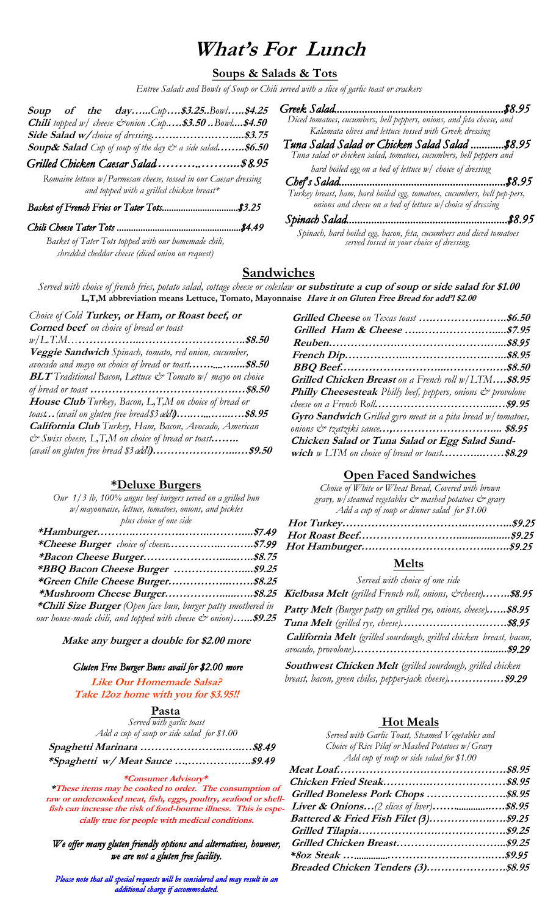# What's For Lunch

## Soups & Salads & Tots

*Entree Salads and Bowls of Soup or Chili served with a slice of garlic toast or crackers*

**Soup of the day**…...Cup….$3.25..Bowl…..$4.25

**Chili** *topped w/ cheese &onion* .Cup…..$3.50 ..Bowl….$4.50

**Side Salad w/***choice of dressing*……….…….……..$3.75

**Soup& Salad** *Cup of soup of the day & a side salad*……..$6.50

***Grilled Chicken Caesar Salad***……..……...$8.95

*Romaine lettuce w/Parmesan cheese, tossed in our Caesar dressing and topped with a grilled chicken breast**

***Basket of French Fries or Tater Tots***..............................$3.25

***Chili Cheese Tater Tots***..................................................$4.49

*Basket of Tater Tots topped with our homemade chili, shredded cheddar cheese (diced onion on request)*

***Greek Salad***..........................................................$8.95

*Diced tomatoes, cucumbers, bell peppers, onions, and feta cheese, and Kalamata olives and lettuce tossed with Greek dressing*

***Tuna Salad Salad or Chicken Salad Salad***............$8.95

*Tuna salad or chicken salad, tomatoes, cucumbers, bell peppers and hard boiled egg on a bed of lettuce w/ choice of dressing*

***Chef's Salad***..........................................................$8.95

*Turkey breast, ham, hard boiled egg, tomatoes, cucumbers, bell pep-pers, onions and cheese on a bed of lettuce w/choice of dressing*

***Spinach Salad***.......................................................$8.95

*Spinach, hard boiled egg, bacon, feta, cucumbers and diced tomatoes served tossed in your choice of dressing.*

## Sandwiches

*Served with choice of french fries, potato salad, cottage cheese or coleslaw* **or substitute a cup of soup or side salad for $1.00**
**L,T,M abbreviation means Lettuce, Tomato, Mayonnaise** ***Have it on Gluten Free Bread for add'l $2.00***

*Choice of Cold* **Turkey, or Ham, or Roast beef, or Corned beef** *on choice of bread or toast w/L.T.M*…………………..………………………….$8.50

**Veggie Sandwich** *Spinach, tomato, red onion, cucumber, avocado and mayo on choice of bread or toast*……......…....$8.50

**BLT** *Traditional Bacon, Lettuce & Tomato w/ mayo on choice of bread or toast* ………………………………………$8.50

**House Club** *Turkey, Bacon, L,T,M on choice of bread or toast…(avail on gluten free bread$3 add)*……....……..……$8.95

**California Club** *Turkey, Ham, Bacon, Avocado, American & Swiss cheese, L,T,M on choice of bread or toast*……. *(avail on gluten free bread $3 add)*…………………..….$9.50

**Grilled Cheese** *on Texas toast* ………………….……$6.50

**Grilled Ham & Cheese** …..…….……………....$7.95

**Reuben**……………….……………………………$8.95

**French Dip**……………...………………….……..$8.95

**BBQ Beef**………………………..……………….$8.50

**Grilled Chicken Breast** *on a French roll w/LTM*….$8.95

**Philly Cheesesteak** *Philly beef, peppers, onions & provolone cheese on a French Roll*…………………………..….$9.95

**Gyro Sandwich** *Grilled gyro meat in a pita bread w/tomatoes, onions & tzatziki sauce*…,………………………... $8.95

**Chicken Salad or Tuna Salad or Egg Salad Sandwich** *w LTM on choice of bread or toast*………..……$8.29

## *Deluxe Burgers

*Our 1/3 lb, 100% angus beef burgers served on a grilled bun w/mayonnaise, lettuce, tomatoes, onions, and pickles plus choice of one side*

**\*Hamburger**……….……………..……….....$7.49

**\*Cheese Burger** *choice of cheese*……………..………$7.99

**\*Bacon Cheese Burger**………………….......…..$8.75

**\*BBQ Bacon Cheese Burger** …………………....$9.25

**\*Green Chile Cheese Burger**…………….……$8.25

**\*Mushroom Cheese Burger**…………….......…..$8.25

**\*Chili Size Burger** *(Open face bun, burger patty smothered in our house-made chili, and topped with cheese & onion)*…...$9.25

**Make any burger a double for $2.00 more**

***Gluten Free Burger Buns avail for $2.00 more***

**Like Our Homemade Salsa? Take 12oz home with you for $3.95!!**

## Open Faced Sandwiches

*Choice of White or Wheat Bread, Covered with brown gravy, w/steamed vegetables & mashed potatoes & gravy*
*Add a cup of soup or dinner salad for $1.00*

**Hot Turkey**……………………………..………...$9.25

**Hot Roast Beef**……………………...................$9.25

**Hot Hamburger**………………………………..….$9.25

## Melts

*Served with choice of one side*

**Kielbasa Melt** *(grilled French roll, onions, &cheese)*……..$8.95

**Patty Melt** *(Burger patty on grilled rye, onions, cheese)*…...$8.95

**Tuna Melt** *(grilled rye, cheese)*………….………….……$8.95

**California Melt** *(grilled sourdough, grilled chicken breast, bacon, avocado, provolone)*……………………………......$9.29

**Southwest Chicken Melt** *(grilled sourdough, grilled chicken breast, bacon, green chiles, pepper-jack cheese)*……….……$9.29

## Pasta

*Served with garlic toast*
*Add a cup of soup or side salad for $1.00*

**Spaghetti Marinara** ………………………..…..…$8.49

**\*Spaghetti w/ Meat Sauce** …..……………..….$9.49

**\*Consumer Advisory\***

**\*These items may be cooked to order. The consumption of raw or undercooked meat, fish, eggs, poultry, seafood or shell-fish can increase the risk of food-bourne illness. This is espe-cially true for people with medical conditions.**

***We offer many gluten friendly options and alternatives, however, we are not a gluten free facility.***

*Please note that all special requests will be considered and may result in an additional charge if accommodated.*

## Hot Meals

*Served with Garlic Toast, Steamed Vegetables and Choice of Rice Pilaf or Mashed Potatoes w/Gravy*
*Add cup of soup or side salad for $1.00*

**Meat Loaf**……………………………………….$8.95

**Chicken Fried Steak**…………….…………………$8.95

**Grilled Boneless Pork Chops** ………………….$8.95

**Liver & Onions**…*(2 slices of liver)*……..............…$8.95

**Battered & Fried Fish Filet (3)**…………….….…$9.25

**Grilled Tilapia**………………….………………$9.25

**Grilled Chicken Breast**………….………………$9.25

**\*8oz Steak** …...............………………….……$9.95

**Breaded Chicken Tenders (3)**…………………$8.95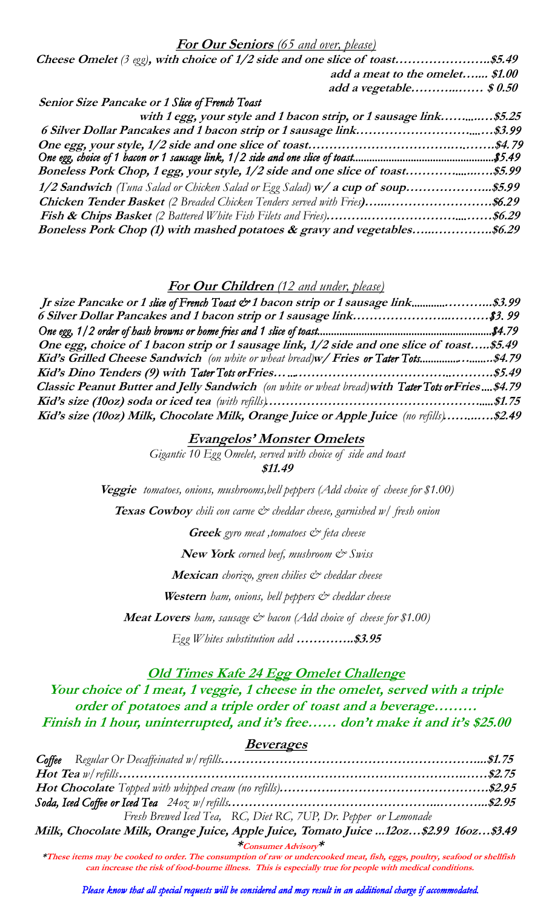## For Our Seniors *(65 and over, please)*

**Cheese Omelet** *(3 egg)*, **with choice of 1/2 side and one slice of toast…………………..$5.49**
**add a meat to the omelet…... $1.00**
**add a vegetable………..…… $ 0.50**

**Senior Size Pancake or 1 Slice of French Toast**
**with 1 egg, your style and 1 bacon strip, or 1 sausage link……...…$5.25**

**6 Silver Dollar Pancakes and 1 bacon strip or 1 sausage link…………………….....…$3.99**

**One egg, your style, 1/2 side and one slice of toast………………………………..…….$4.79**

**One egg, choice of 1 bacon or 1 sausage link, 1/2 side and one slice of toast...............................................$5.49**

**Boneless Pork Chop, 1 egg, your style, 1/2 side and one slice of toast…………........…$5.99**

**1/2 Sandwich** *(Tuna Salad or Chicken Salad or Egg Salad)* **w/ a cup of soup………………...$5.99**

**Chicken Tender Basket** *(2 Breaded Chicken Tenders served with Fries)***…...……………………$6.29**

**Fish & Chips Basket** *(2 Battered White Fish Filets and Fries)***……….………………….....……$6.29**

**Boneless Pork Chop (1) with mashed potatoes & gravy and vegetables…..……………$6.29**

## For Our Children *(12 and under, please)*

**Jr size Pancake or 1 slice of French Toast & 1 bacon strip or 1 sausage link.............………..$3.99**

**6 Silver Dollar Pancakes and 1 bacon strip or 1 sausage link……………………..……….$3. 99**

**One egg, 1/2 order of hash browns or home fries and 1 slice of toast..................................................................$4.79**

**One egg, choice of 1 bacon strip or 1 sausage link, 1/2 side and one slice of toast…..$5.49**

**Kid's Grilled Cheese Sandwich** *(on white or wheat bread)***w/ Fries or Tater Tots..............…........$4.79**

**Kid's Dino Tenders (9) with Tater Tots or Fries…...……………………………..……….$5.49**

**Classic Peanut Butter and Jelly Sandwich** *(on white or wheat bread)***with Tater Tots or Fries....$4.79**

**Kid's size (10oz) soda or iced tea** *(with refills)***……………………………………………......$1.75**

**Kid's size (10oz) Milk, Chocolate Milk, Orange Juice or Apple Juice** *(no refills)***……..….$2.49**

## Evangelos' Monster Omelets

*Gigantic 10 Egg Omelet, served with choice of side and toast*

***$11.49***

**Veggie** *tomatoes, onions, mushrooms,bell peppers (Add choice of cheese for $1.00)*

**Texas Cowboy** *chili con carne & cheddar cheese, garnished w/ fresh onion*

**Greek** *gyro meat ,tomatoes & feta cheese*

**New York** *corned beef, mushroom & Swiss*

**Mexican** *chorizo, green chilies & cheddar cheese*

**Western** *ham, onions, bell peppers & cheddar cheese*

**Meat Lovers** *ham, sausage & bacon (Add choice of cheese for $1.00)*

*Egg Whites substitution add* **…………..$3.95**

## Old Times Kafe 24 Egg Omelet Challenge

**Your choice of 1 meat, 1 veggie, 1 cheese in the omelet, served with a triple order of potatoes and a triple order of toast and a beverage………**
**Finish in 1 hour, uninterrupted, and it's free…… don't make it and it's $25.00**

## Beverages

**Coffee** *Regular Or Decaffeinated w/refills***……………………………………………………....$1.75**

**Hot Tea** *w/refills***……………………………………………………………………….……$2.75**

**Hot Chocolate** *Topped with whipped cream (no refills)***…………….………………………………$2.95**

**Soda, Iced Coffee or Iced Tea** *24oz w/refills***……………………………………………..………..$2.95**

*Fresh Brewed Iced Tea, RC, Diet RC, 7UP, Dr. Pepper or Lemonade*

**Milk, Chocolate Milk, Orange Juice, Apple Juice, Tomato Juice ...12oz…$2.99 16oz…$3.49**

***Consumer Advisory***

***These items may be cooked to order. The consumption of raw or undercooked meat, fish, eggs, poultry, seafood or shellfish can increase the risk of food-borne illness. This is especially true for people with medical conditions.**

*Please know that all special requests will be considered and may result in an additional charge if accommodated.*